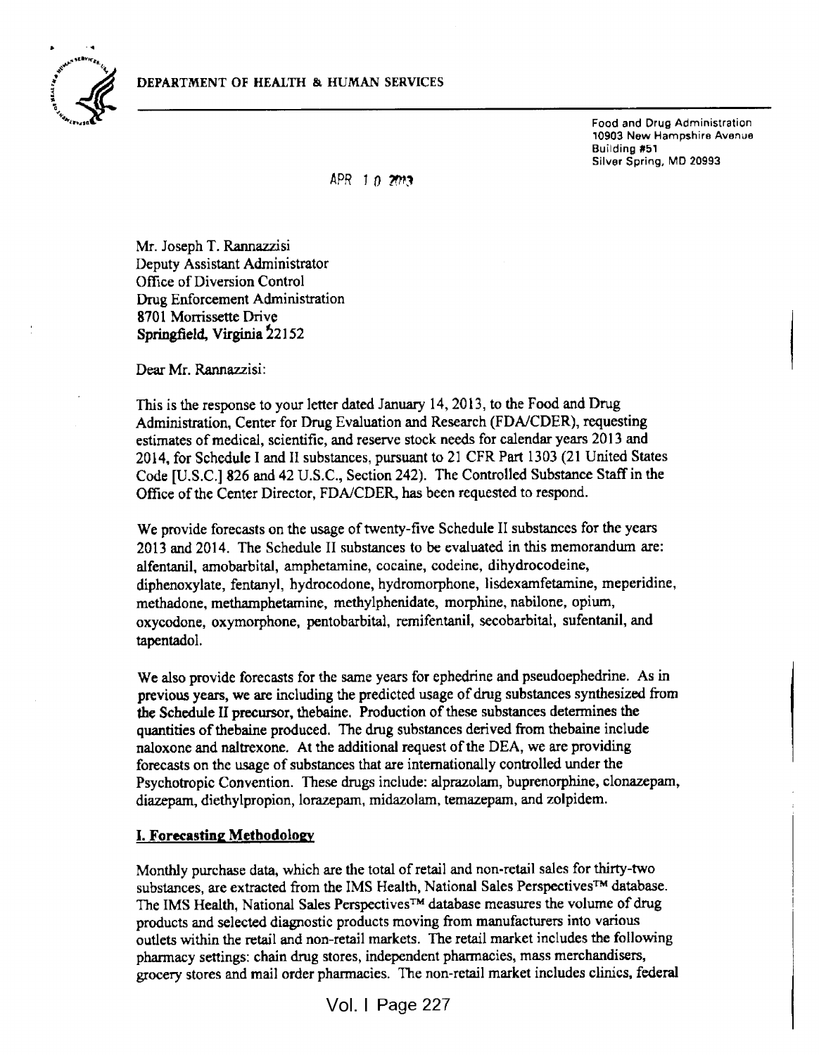DEPARTMENT OF HEALTH & HUMAN SERVICES

Food and Drug Administration
10903 New Hampshire Avenue
Building #51
Silver Spring, MD 20993

APR 10 2013

Mr. Joseph T. Rannazzisi
Deputy Assistant Administrator
Office of Diversion Control
Drug Enforcement Administration
8701 Morrissette Drive
Springfield, Virginia 22152

Dear Mr. Rannazzisi:

This is the response to your letter dated January 14, 2013, to the Food and Drug Administration, Center for Drug Evaluation and Research (FDA/CDER), requesting estimates of medical, scientific, and reserve stock needs for calendar years 2013 and 2014, for Schedule I and II substances, pursuant to 21 CFR Part 1303 (21 United States Code [U.S.C.] 826 and 42 U.S.C., Section 242). The Controlled Substance Staff in the Office of the Center Director, FDA/CDER, has been requested to respond.

We provide forecasts on the usage of twenty-five Schedule II substances for the years 2013 and 2014. The Schedule II substances to be evaluated in this memorandum are: alfentanil, amobarbital, amphetamine, cocaine, codeine, dihydrocodeine, diphenoxylate, fentanyl, hydrocodone, hydromorphone, lisdexamfetamine, meperidine, methadone, methamphetamine, methylphenidate, morphine, nabilone, opium, oxycodone, oxymorphone, pentobarbital, remifentanil, secobarbital, sufentanil, and tapentadol.

We also provide forecasts for the same years for ephedrine and pseudoephedrine. As in previous years, we are including the predicted usage of drug substances synthesized from the Schedule II precursor, thebaine. Production of these substances determines the quantities of thebaine produced. The drug substances derived from thebaine include naloxone and naltrexone. At the additional request of the DEA, we are providing forecasts on the usage of substances that are internationally controlled under the Psychotropic Convention. These drugs include: alprazolam, buprenorphine, clonazepam, diazepam, diethylpropion, lorazepam, midazolam, temazepam, and zolpidem.

## I. Forecasting Methodology

Monthly purchase data, which are the total of retail and non-retail sales for thirty-two substances, are extracted from the IMS Health, National Sales Perspectives™ database. The IMS Health, National Sales Perspectives™ database measures the volume of drug products and selected diagnostic products moving from manufacturers into various outlets within the retail and non-retail markets. The retail market includes the following pharmacy settings: chain drug stores, independent pharmacies, mass merchandisers, grocery stores and mail order pharmacies. The non-retail market includes clinics, federal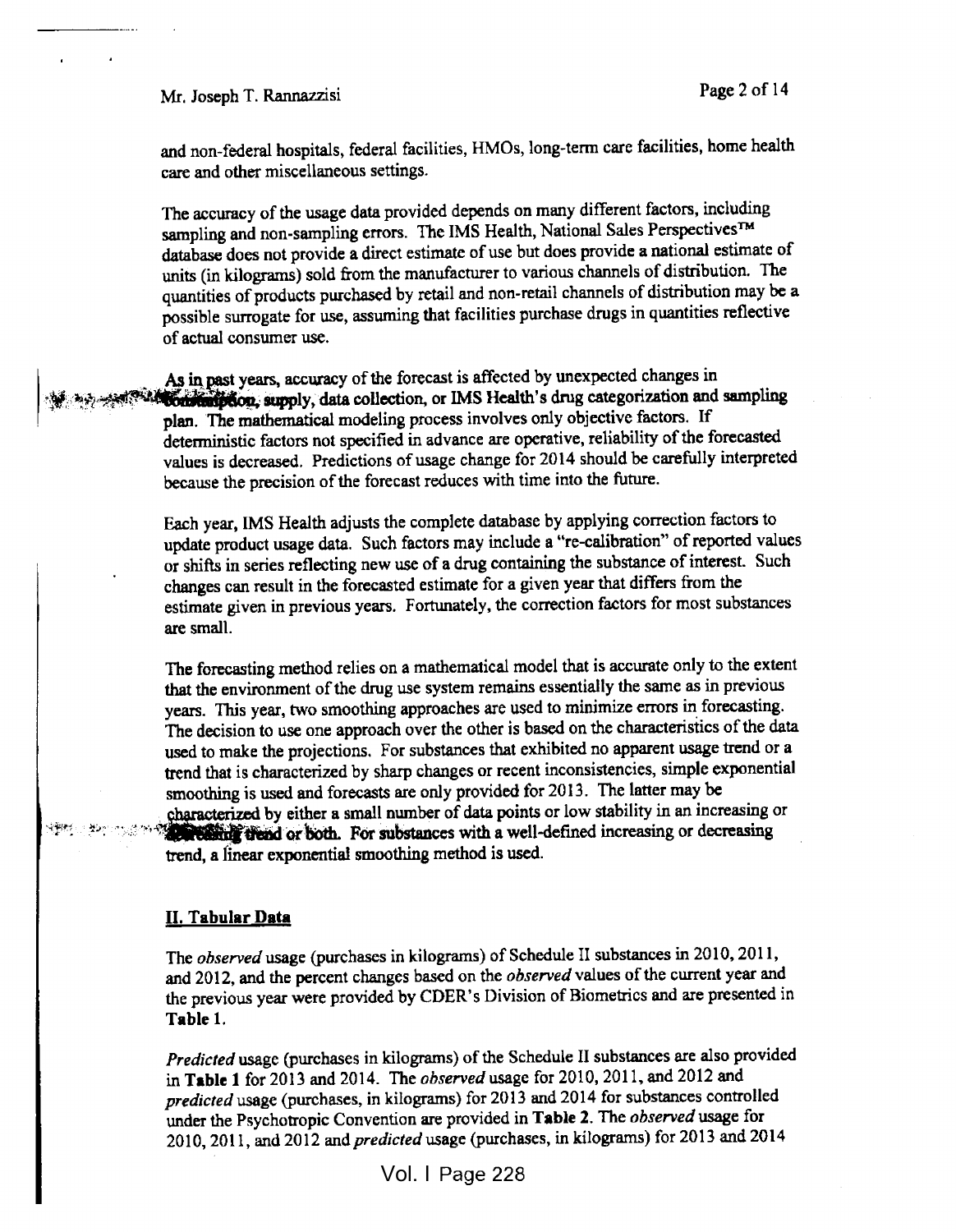and non-federal hospitals, federal facilities, HMOs, long-term care facilities, home health care and other miscellaneous settings.

The accuracy of the usage data provided depends on many different factors, including sampling and non-sampling errors. The IMS Health, National Sales Perspectives™ database does not provide a direct estimate of use but does provide a national estimate of units (in kilograms) sold from the manufacturer to various channels of distribution. The quantities of products purchased by retail and non-retail channels of distribution may be a possible surrogate for use, assuming that facilities purchase drugs in quantities reflective of actual consumer use.

As in past years, accuracy of the forecast is affected by unexpected changes in consumption, supply, data collection, or IMS Health's drug categorization and sampling plan. The mathematical modeling process involves only objective factors. If deterministic factors not specified in advance are operative, reliability of the forecasted values is decreased. Predictions of usage change for 2014 should be carefully interpreted because the precision of the forecast reduces with time into the future.

Each year, IMS Health adjusts the complete database by applying correction factors to update product usage data. Such factors may include a "re-calibration" of reported values or shifts in series reflecting new use of a drug containing the substance of interest. Such changes can result in the forecasted estimate for a given year that differs from the estimate given in previous years. Fortunately, the correction factors for most substances are small.

The forecasting method relies on a mathematical model that is accurate only to the extent that the environment of the drug use system remains essentially the same as in previous years. This year, two smoothing approaches are used to minimize errors in forecasting. The decision to use one approach over the other is based on the characteristics of the data used to make the projections. For substances that exhibited no apparent usage trend or a trend that is characterized by sharp changes or recent inconsistencies, simple exponential smoothing is used and forecasts are only provided for 2013. The latter may be characterized by either a small number of data points or low stability in an increasing or decreasing trend or both. For substances with a well-defined increasing or decreasing trend, a linear exponential smoothing method is used.

## II. Tabular Data

The *observed* usage (purchases in kilograms) of Schedule II substances in 2010, 2011, and 2012, and the percent changes based on the *observed* values of the current year and the previous year were provided by CDER's Division of Biometrics and are presented in **Table 1**.

*Predicted* usage (purchases in kilograms) of the Schedule II substances are also provided in **Table 1** for 2013 and 2014. The *observed* usage for 2010, 2011, and 2012 and *predicted* usage (purchases, in kilograms) for 2013 and 2014 for substances controlled under the Psychotropic Convention are provided in **Table 2**. The *observed* usage for 2010, 2011, and 2012 and *predicted* usage (purchases, in kilograms) for 2013 and 2014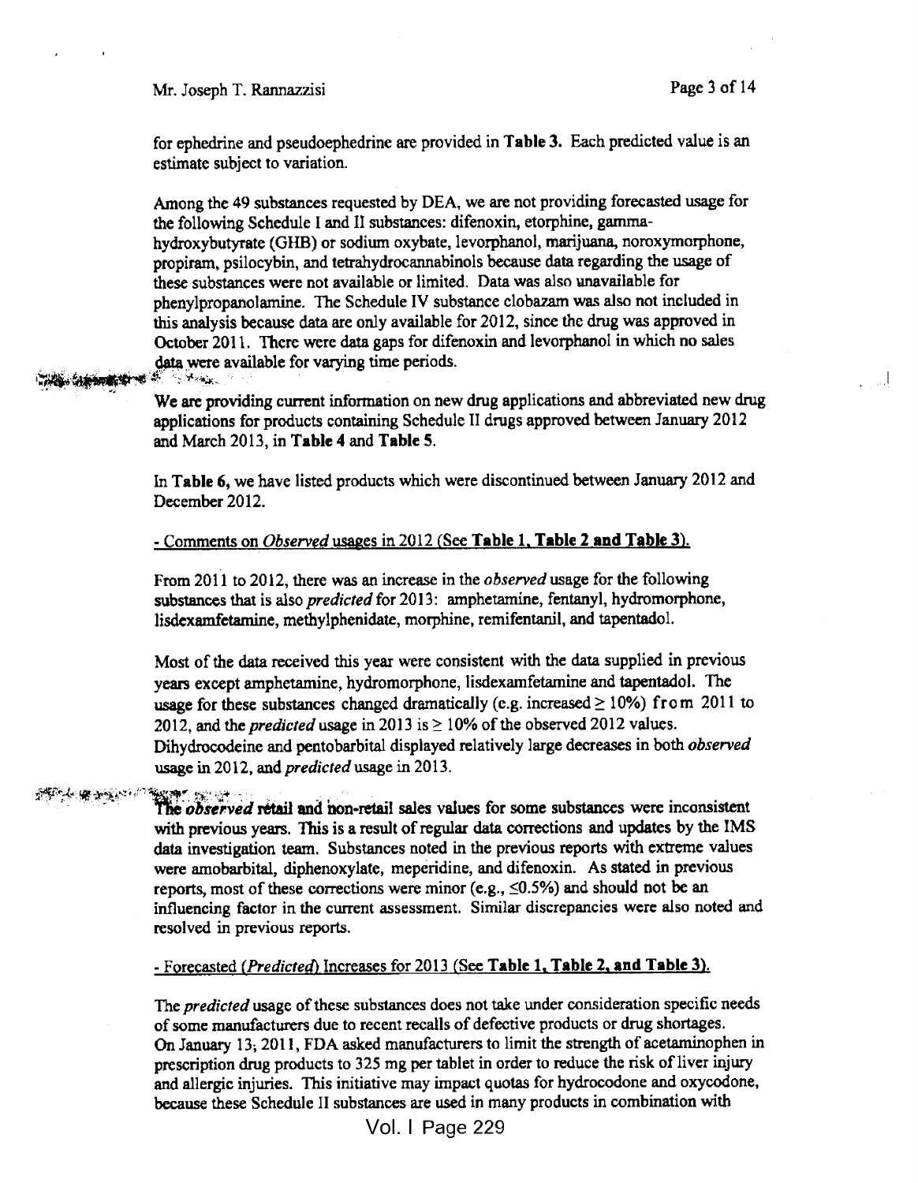for ephedrine and pseudoephedrine are provided in **Table 3.** Each predicted value is an estimate subject to variation.

Among the 49 substances requested by DEA, we are not providing forecasted usage for the following Schedule I and II substances: difenoxin, etorphine, gamma-hydroxybutyrate (GHB) or sodium oxybate, levorphanol, marijuana, noroxymorphone, propiram, psilocybin, and tetrahydrocannabinols because data regarding the usage of these substances were not available or limited. Data was also unavailable for phenylpropanolamine. The Schedule IV substance clobazam was also not included in this analysis because data are only available for 2012, since the drug was approved in October 2011. There were data gaps for difenoxin and levorphanol in which no sales data were available for varying time periods.

We are providing current information on new drug applications and abbreviated new drug applications for products containing Schedule II drugs approved between January 2012 and March 2013, in **Table 4** and **Table 5**.

In **Table 6,** we have listed products which were discontinued between January 2012 and December 2012.

- Comments on *Observed* usages in 2012 (See **Table 1, Table 2 and Table 3**).

From 2011 to 2012, there was an increase in the *observed* usage for the following substances that is also *predicted* for 2013: amphetamine, fentanyl, hydromorphone, lisdexamfetamine, methylphenidate, morphine, remifentanil, and tapentadol.

Most of the data received this year were consistent with the data supplied in previous years except amphetamine, hydromorphone, lisdexamfetamine and tapentadol. The usage for these substances changed dramatically (e.g. increased ≥ 10%) from 2011 to 2012, and the *predicted* usage in 2013 is ≥ 10% of the observed 2012 values. Dihydrocodeine and pentobarbital displayed relatively large decreases in both *observed* usage in 2012, and *predicted* usage in 2013.

The *observed* retail and non-retail sales values for some substances were inconsistent with previous years. This is a result of regular data corrections and updates by the IMS data investigation team. Substances noted in the previous reports with extreme values were amobarbital, diphenoxylate, meperidine, and difenoxin. As stated in previous reports, most of these corrections were minor (e.g., ≤0.5%) and should not be an influencing factor in the current assessment. Similar discrepancies were also noted and resolved in previous reports.

- Forecasted (*Predicted*) Increases for 2013 (See **Table 1, Table 2, and Table 3**).

The *predicted* usage of these substances does not take under consideration specific needs of some manufacturers due to recent recalls of defective products or drug shortages. On January 13, 2011, FDA asked manufacturers to limit the strength of acetaminophen in prescription drug products to 325 mg per tablet in order to reduce the risk of liver injury and allergic injuries. This initiative may impact quotas for hydrocodone and oxycodone, because these Schedule II substances are used in many products in combination with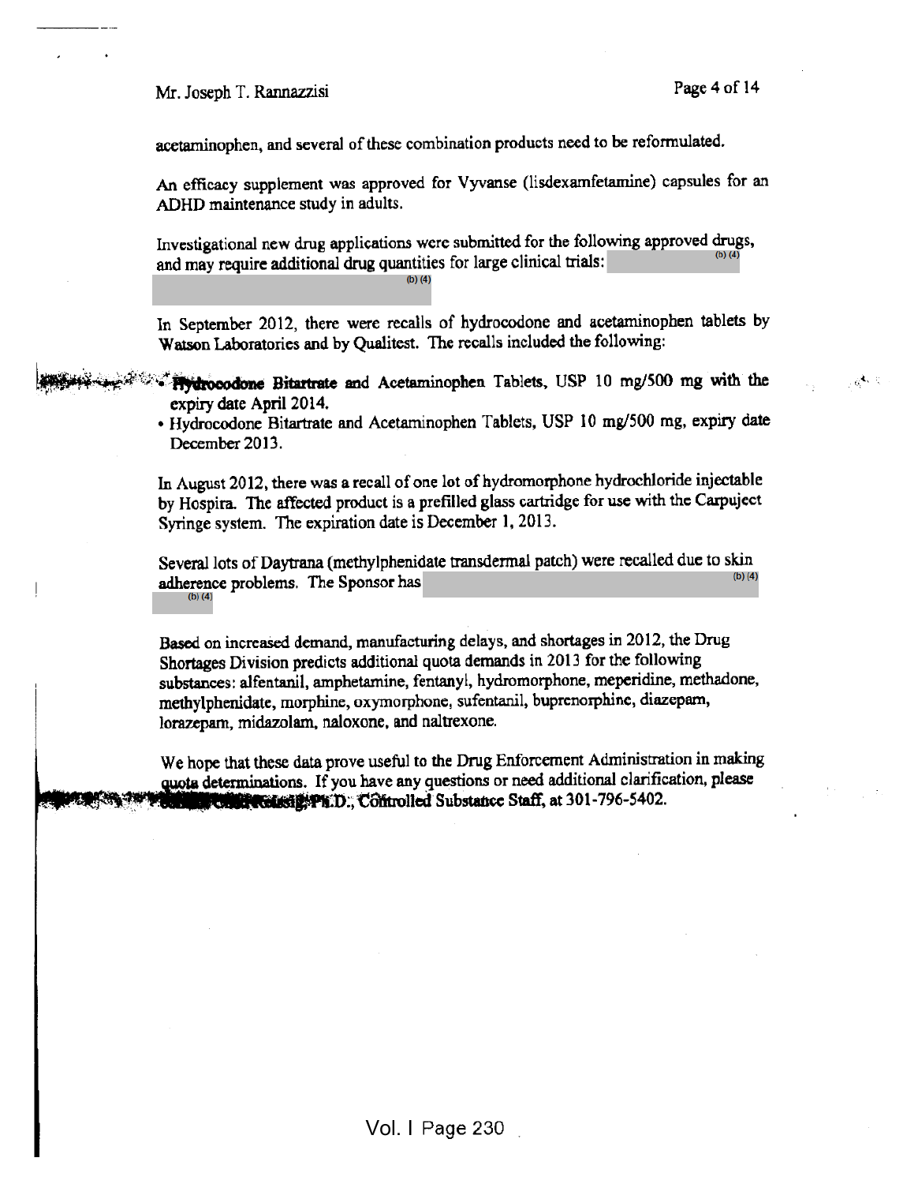acetaminophen, and several of these combination products need to be reformulated.

An efficacy supplement was approved for Vyvanse (lisdexamfetamine) capsules for an ADHD maintenance study in adults.

Investigational new drug applications were submitted for the following approved drugs, and may require additional drug quantities for large clinical trials: (b) (4) (b) (4)

In September 2012, there were recalls of hydrocodone and acetaminophen tablets by Watson Laboratories and by Qualitest. The recalls included the following:

- Hydrocodone Bitartrate and Acetaminophen Tablets, USP 10 mg/500 mg with the expiry date April 2014.
- Hydrocodone Bitartrate and Acetaminophen Tablets, USP 10 mg/500 mg, expiry date December 2013.

In August 2012, there was a recall of one lot of hydromorphone hydrochloride injectable by Hospira. The affected product is a prefilled glass cartridge for use with the Carpuject Syringe system. The expiration date is December 1, 2013.

Several lots of Daytrana (methylphenidate transdermal patch) were recalled due to skin adherence problems. The Sponsor has (b) (4) (b) (4)

Based on increased demand, manufacturing delays, and shortages in 2012, the Drug Shortages Division predicts additional quota demands in 2013 for the following substances: alfentanil, amphetamine, fentanyl, hydromorphone, meperidine, methadone, methylphenidate, morphine, oxymorphone, sufentanil, buprenorphine, diazepam, lorazepam, midazolam, naloxone, and naltrexone.

We hope that these data prove useful to the Drug Enforcement Administration in making quota determinations. If you have any questions or need additional clarification, please contact [illegible], Ph.D., Controlled Substance Staff, at 301-796-5402.

Vol. I Page 230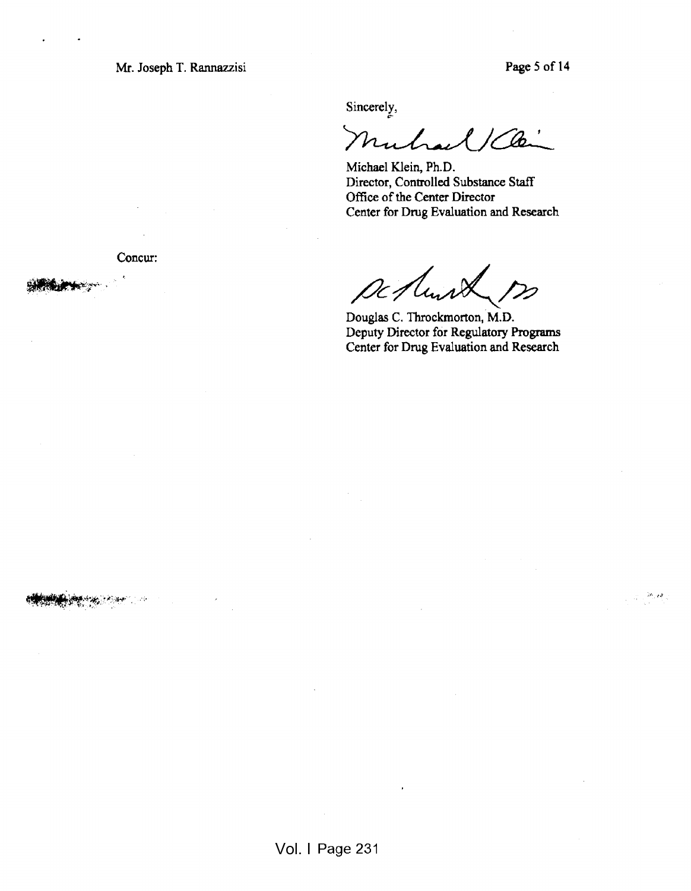Sincerely,

Michael Klein, Ph.D.
Director, Controlled Substance Staff
Office of the Center Director
Center for Drug Evaluation and Research

Concur:

Douglas C. Throckmorton, M.D.
Deputy Director for Regulatory Programs
Center for Drug Evaluation and Research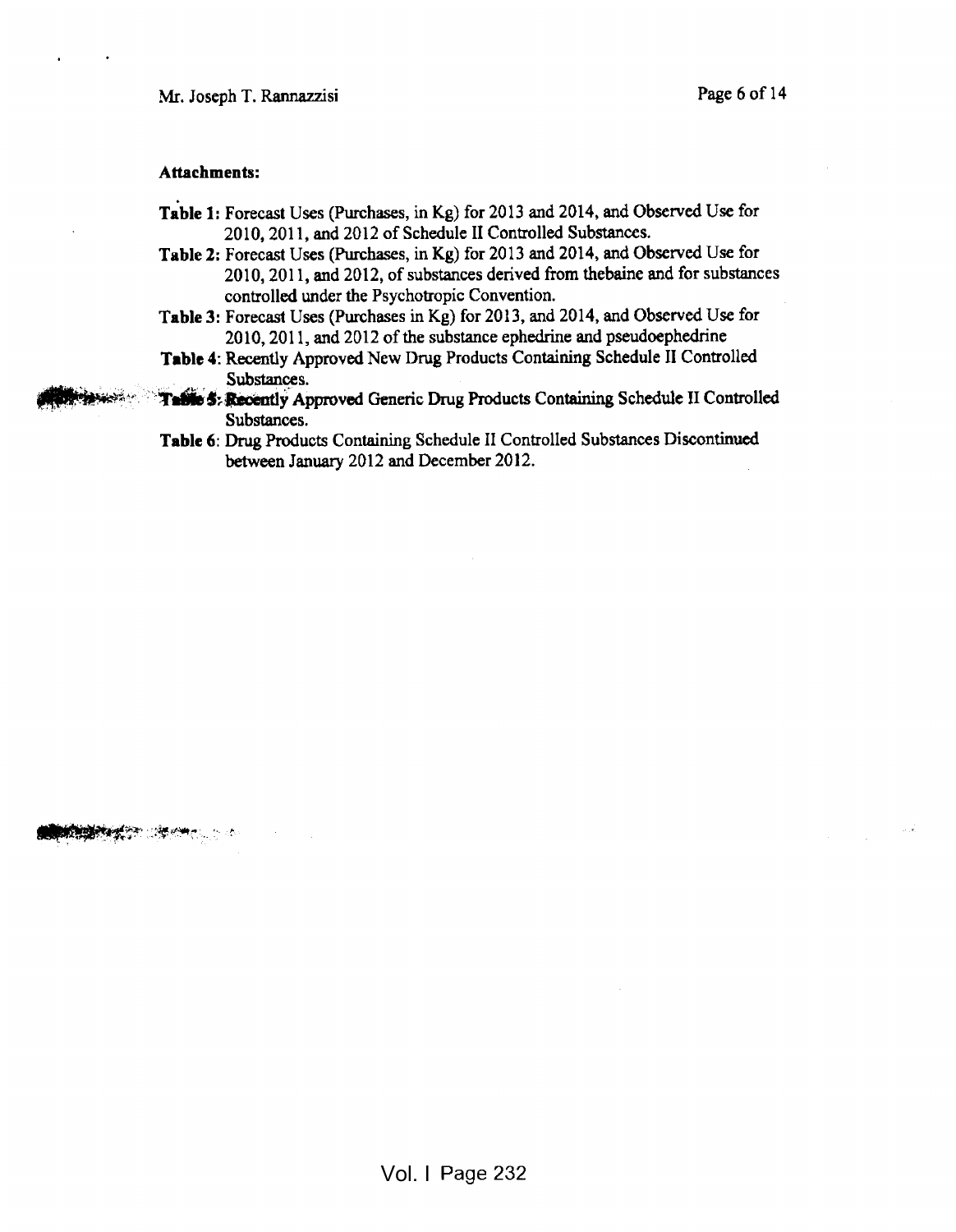**Attachments:**

**Table 1:** Forecast Uses (Purchases, in Kg) for 2013 and 2014, and Observed Use for 2010, 2011, and 2012 of Schedule II Controlled Substances.

**Table 2:** Forecast Uses (Purchases, in Kg) for 2013 and 2014, and Observed Use for 2010, 2011, and 2012, of substances derived from thebaine and for substances controlled under the Psychotropic Convention.

**Table 3:** Forecast Uses (Purchases in Kg) for 2013, and 2014, and Observed Use for 2010, 2011, and 2012 of the substance ephedrine and pseudoephedrine

**Table 4:** Recently Approved New Drug Products Containing Schedule II Controlled Substances.

**Table 5:** Recently Approved Generic Drug Products Containing Schedule II Controlled Substances.

**Table 6:** Drug Products Containing Schedule II Controlled Substances Discontinued between January 2012 and December 2012.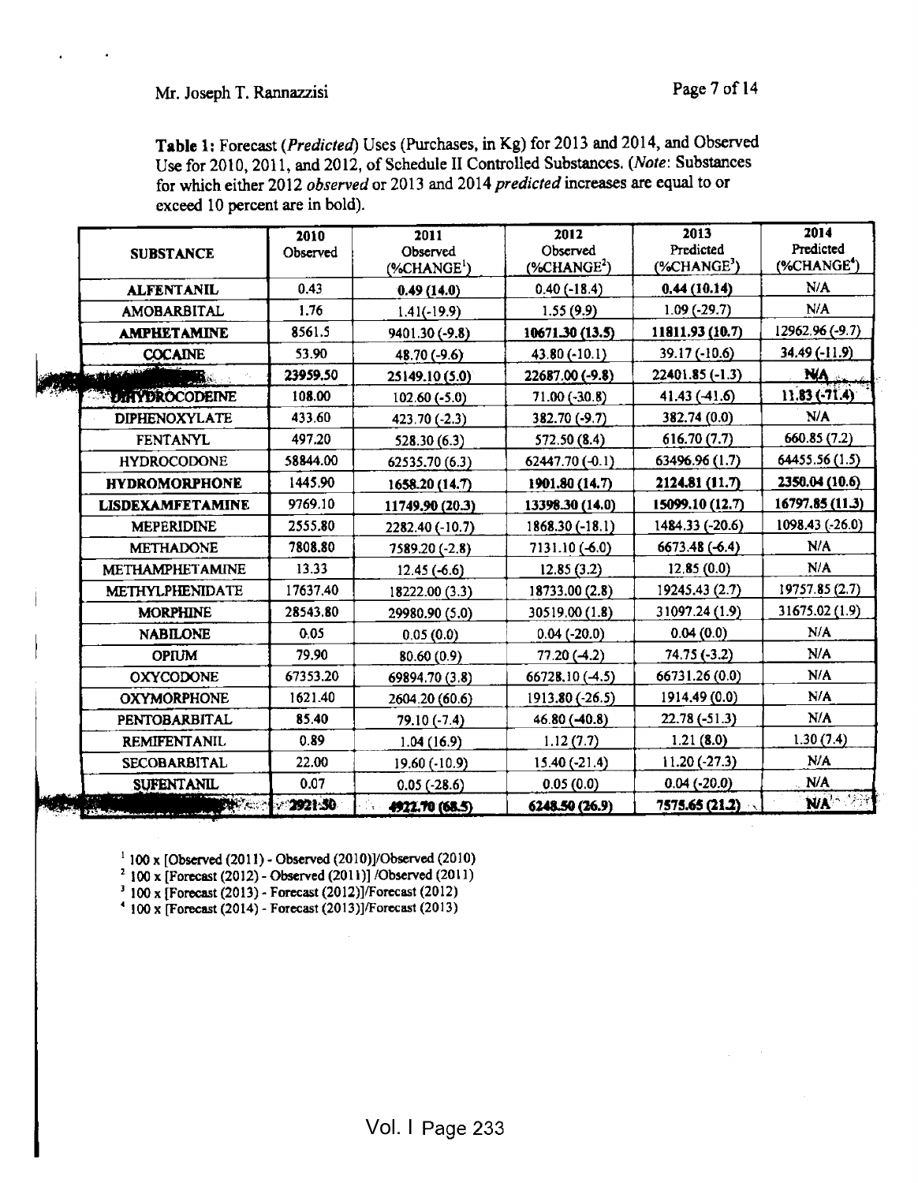**Table 1:** Forecast (*Predicted*) Uses (Purchases, in Kg) for 2013 and 2014, and Observed Use for 2010, 2011, and 2012, of Schedule II Controlled Substances. (*Note*: Substances for which either 2012 *observed* or 2013 and 2014 *predicted* increases are equal to or exceed 10 percent are in bold).

| SUBSTANCE | 2010 Observed | 2011 Observed (%CHANGE[1]) | 2012 Observed (%CHANGE[2]) | 2013 Predicted (%CHANGE[3]) | 2014 Predicted (%CHANGE[4]) |
|---|---|---|---|---|---|
| **ALFENTANIL** | 0.43 | **0.49 (14.0)** | 0.40 (-18.4) | **0.44 (10.14)** | N/A |
| AMOBARBITAL | 1.76 | 1.41(-19.9) | 1.55 (9.9) | 1.09 (-29.7) | N/A |
| **AMPHETAMINE** | 8561.5 | 9401.30 (-9.8) | **10671.30 (13.5)** | **11811.93 (10.7)** | 12962.96 (-9.7) |
| **COCAINE** | 53.90 | 48.70 (-9.6) | 43.80 (-10.1) | 39.17 (-10.6) | 34.49 (-11.9) |
| | **23959.50** | 25149.10 (5.0) | 22687.00 (-9.8) | 22401.85 (-1.3) | **N/A** |
| **DIHYDROCODEINE** | 108.00 | 102.60 (-5.0) | 71.00 (-30.8) | 41.43 (-41.6) | **11.83 (-71.4)** |
| DIPHENOXYLATE | 433.60 | 423.70 (-2.3) | 382.70 (-9.7) | 382.74 (0.0) | N/A |
| FENTANYL | 497.20 | 528.30 (6.3) | 572.50 (8.4) | 616.70 (7.7) | 660.85 (7.2) |
| HYDROCODONE | 58844.00 | 62535.70 (6.3) | 62447.70 (-0.1) | 63496.96 (1.7) | 64455.56 (1.5) |
| **HYDROMORPHONE** | 1445.90 | **1658.20 (14.7)** | **1901.80 (14.7)** | **2124.81 (11.7)** | **2350.04 (10.6)** |
| **LISDEXAMFETAMINE** | 9769.10 | **11749.90 (20.3)** | **13398.30 (14.0)** | **15099.10 (12.7)** | **16797.85 (11.3)** |
| MEPERIDINE | 2555.80 | 2282.40 (-10.7) | 1868.30 (-18.1) | 1484.33 (-20.6) | 1098.43 (-26.0) |
| METHADONE | 7808.80 | 7589.20 (-2.8) | 7131.10 (-6.0) | 6673.48 (-6.4) | N/A |
| METHAMPHETAMINE | 13.33 | 12.45 (-6.6) | 12.85 (3.2) | 12.85 (0.0) | N/A |
| METHYLPHENIDATE | 17637.40 | 18222.00 (3.3) | 18733.00 (2.8) | 19245.43 (2.7) | 19757.85 (2.7) |
| MORPHINE | 28543.80 | 29980.90 (5.0) | 30519.00 (1.8) | 31097.24 (1.9) | 31675.02 (1.9) |
| NABILONE | 0.05 | 0.05 (0.0) | 0.04 (-20.0) | 0.04 (0.0) | N/A |
| OPIUM | 79.90 | 80.60 (0.9) | 77.20 (-4.2) | 74.75 (-3.2) | N/A |
| OXYCODONE | 67353.20 | 69894.70 (3.8) | 66728.10 (-4.5) | 66731.26 (0.0) | N/A |
| OXYMORPHONE | 1621.40 | 2604.20 (60.6) | 1913.80 (-26.5) | 1914.49 (0.0) | N/A |
| PENTOBARBITAL | 85.40 | 79.10 (-7.4) | 46.80 (-40.8) | 22.78 (-51.3) | N/A |
| REMIFENTANIL | 0.89 | 1.04 (16.9) | 1.12 (7.7) | 1.21 (8.0) | 1.30 (7.4) |
| SECOBARBITAL | 22.00 | 19.60 (-10.9) | 15.40 (-21.4) | 11.20 (-27.3) | N/A |
| **SUFENTANIL** | 0.07 | 0.05 (-28.6) | 0.05 (0.0) | 0.04 (-20.0) | N/A |
| | **2921.50** | **4922.70 (68.5)** | **6248.50 (26.9)** | **7575.65 (21.2)** | **N/A** |

[1] 100 x [Observed (2011) - Observed (2010)]/Observed (2010)
[2] 100 x [Forecast (2012) - Observed (2011)] /Observed (2011)
[3] 100 x [Forecast (2013) - Forecast (2012)]/Forecast (2012)
[4] 100 x [Forecast (2014) - Forecast (2013)]/Forecast (2013)

Vol. I Page 233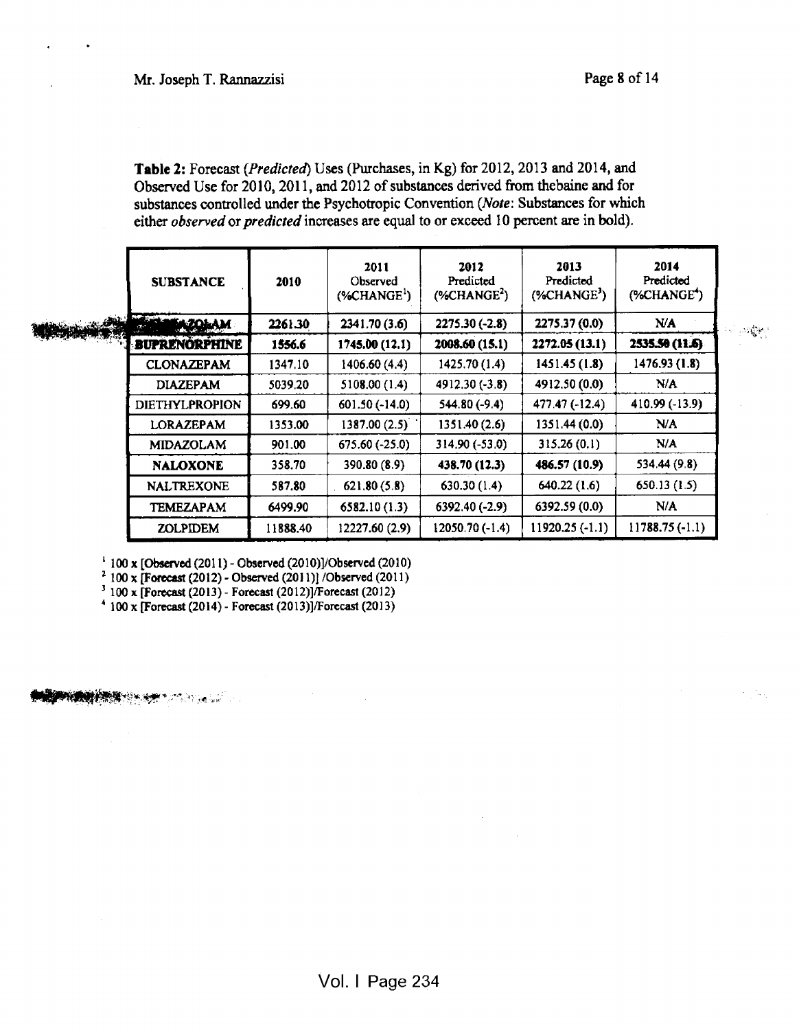**Table 2:** Forecast (*Predicted*) Uses (Purchases, in Kg) for 2012, 2013 and 2014, and Observed Use for 2010, 2011, and 2012 of substances derived from thebaine and for substances controlled under the Psychotropic Convention (*Note*: Substances for which either *observed* or *predicted* increases are equal to or exceed 10 percent are in bold).

| SUBSTANCE | 2010 | 2011 Observed (%CHANGE[1]) | 2012 Predicted (%CHANGE[2]) | 2013 Predicted (%CHANGE[3]) | 2014 Predicted (%CHANGE[4]) |
|---|---|---|---|---|---|
| ...AZOLAM | 2261.30 | 2341.70 (3.6) | 2275.30 (-2.8) | 2275.37 (0.0) | N/A |
| **BUPRENORPHINE** | **1556.6** | **1745.00 (12.1)** | **2008.60 (15.1)** | **2272.05 (13.1)** | **2535.50 (11.6)** |
| CLONAZEPAM | 1347.10 | 1406.60 (4.4) | 1425.70 (1.4) | 1451.45 (1.8) | 1476.93 (1.8) |
| DIAZEPAM | 5039.20 | 5108.00 (1.4) | 4912.30 (-3.8) | 4912.50 (0.0) | N/A |
| DIETHYLPROPION | 699.60 | 601.50 (-14.0) | 544.80 (-9.4) | 477.47 (-12.4) | 410.99 (-13.9) |
| LORAZEPAM | 1353.00 | 1387.00 (2.5) | 1351.40 (2.6) | 1351.44 (0.0) | N/A |
| MIDAZOLAM | 901.00 | 675.60 (-25.0) | 314.90 (-53.0) | 315.26 (0.1) | N/A |
| **NALOXONE** | 358.70 | 390.80 (8.9) | **438.70 (12.3)** | **486.57 (10.9)** | 534.44 (9.8) |
| NALTREXONE | 587.80 | 621.80 (5.8) | 630.30 (1.4) | 640.22 (1.6) | 650.13 (1.5) |
| TEMEZAPAM | 6499.90 | 6582.10 (1.3) | 6392.40 (-2.9) | 6392.59 (0.0) | N/A |
| ZOLPIDEM | 11888.40 | 12227.60 (2.9) | 12050.70 (-1.4) | 11920.25 (-1.1) | 11788.75 (-1.1) |

[1] 100 x [Observed (2011) - Observed (2010)]/Observed (2010)
[2] 100 x [Forecast (2012) - Observed (2011)] /Observed (2011)
[3] 100 x [Forecast (2013) - Forecast (2012)]/Forecast (2012)
[4] 100 x [Forecast (2014) - Forecast (2013)]/Forecast (2013)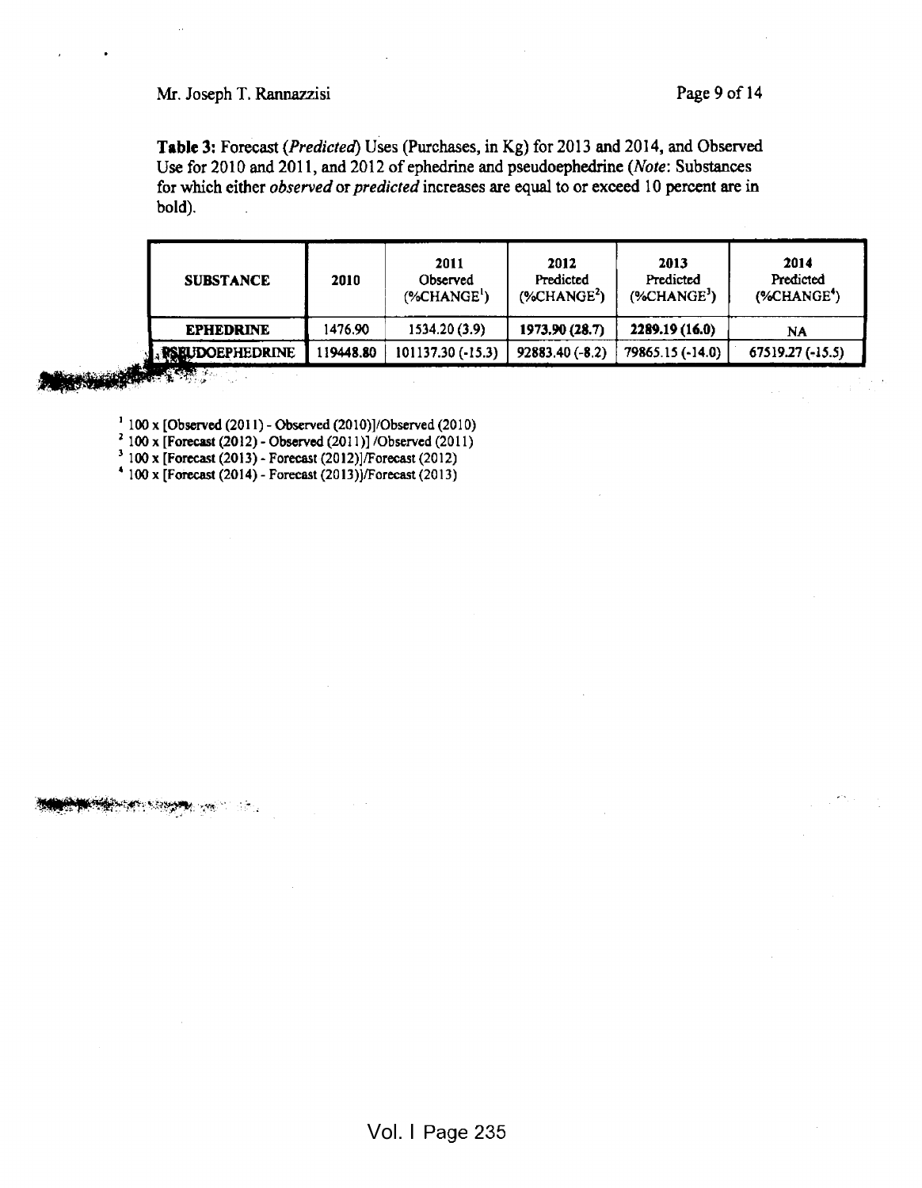**Table 3:** Forecast (*Predicted*) Uses (Purchases, in Kg) for 2013 and 2014, and Observed Use for 2010 and 2011, and 2012 of ephedrine and pseudoephedrine (*Note*: Substances for which either *observed* or *predicted* increases are equal to or exceed 10 percent are in bold).

| SUBSTANCE | 2010 | 2011 Observed (%CHANGE[1]) | 2012 Predicted (%CHANGE[2]) | 2013 Predicted (%CHANGE[3]) | 2014 Predicted (%CHANGE[4]) |
|---|---|---|---|---|---|
| **EPHEDRINE** | 1476.90 | 1534.20 (3.9) | **1973.90 (28.7)** | **2289.19 (16.0)** | **NA** |
| **PSEUDOEPHEDRINE** | 119448.80 | 101137.30 (-15.3) | 92883.40 (-8.2) | 79865.15 (-14.0) | 67519.27 (-15.5) |

[1] 100 x [Observed (2011) - Observed (2010)]/Observed (2010)

[2] 100 x [Forecast (2012) - Observed (2011)] /Observed (2011)

[3] 100 x [Forecast (2013) - Forecast (2012)]/Forecast (2012)

[4] 100 x [Forecast (2014) - Forecast (2013)]/Forecast (2013)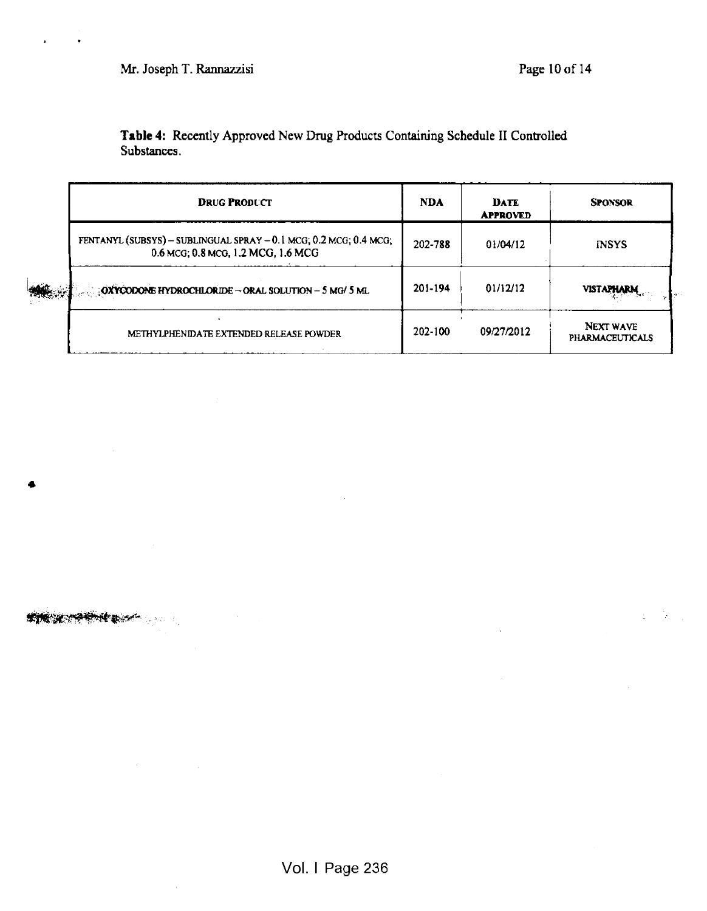**Table 4:** Recently Approved New Drug Products Containing Schedule II Controlled Substances.

| DRUG PRODUCT | NDA | DATE APPROVED | SPONSOR |
|---|---|---|---|
| FENTANYL (SUBSYS) – SUBLINGUAL SPRAY – 0.1 MCG; 0.2 MCG; 0.4 MCG; 0.6 MCG; 0.8 MCG, 1.2 MCG, 1.6 MCG | 202-788 | 01/04/12 | INSYS |
| OXYCODONE HYDROCHLORIDE – ORAL SOLUTION – 5 MG/ 5 ML | 201-194 | 01/12/12 | VISTAPHARM |
| METHYLPHENIDATE EXTENDED RELEASE POWDER | 202-100 | 09/27/2012 | NEXT WAVE PHARMACEUTICALS |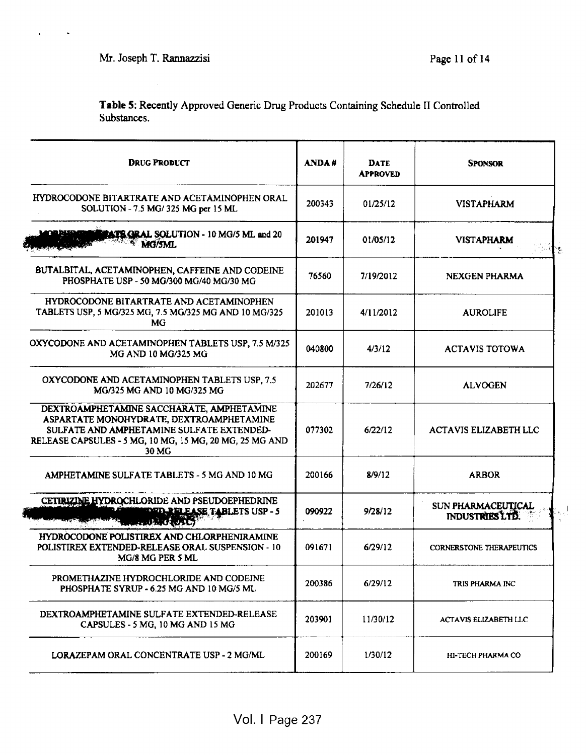**Table 5**: Recently Approved Generic Drug Products Containing Schedule II Controlled Substances.

| DRUG PRODUCT | ANDA # | DATE APPROVED | SPONSOR |
|---|---|---|---|
| HYDROCODONE BITARTRATE AND ACETAMINOPHEN ORAL SOLUTION - 7.5 MG/ 325 MG per 15 ML | 200343 | 01/25/12 | VISTAPHARM |
| MORPHINE SULFATE ORAL SOLUTION - 10 MG/5 ML and 20 MG/5ML | 201947 | 01/05/12 | VISTAPHARM |
| BUTALBITAL, ACETAMINOPHEN, CAFFEINE AND CODEINE PHOSPHATE USP - 50 MG/300 MG/40 MG/30 MG | 76560 | 7/19/2012 | NEXGEN PHARMA |
| HYDROCODONE BITARTRATE AND ACETAMINOPHEN TABLETS USP, 5 MG/325 MG, 7.5 MG/325 MG AND 10 MG/325 MG | 201013 | 4/11/2012 | AUROLIFE |
| OXYCODONE AND ACETAMINOPHEN TABLETS USP, 7.5 M/325 MG AND 10 MG/325 MG | 040800 | 4/3/12 | ACTAVIS TOTOWA |
| OXYCODONE AND ACETAMINOPHEN TABLETS USP, 7.5 MG/325 MG AND 10 MG/325 MG | 202677 | 7/26/12 | ALVOGEN |
| DEXTROAMPHETAMINE SACCHARATE, AMPHETAMINE ASPARTATE MONOHYDRATE, DEXTROAMPHETAMINE SULFATE AND AMPHETAMINE SULFATE EXTENDED-RELEASE CAPSULES - 5 MG, 10 MG, 15 MG, 20 MG, 25 MG AND 30 MG | 077302 | 6/22/12 | ACTAVIS ELIZABETH LLC |
| AMPHETAMINE SULFATE TABLETS - 5 MG AND 10 MG | 200166 | 8/9/12 | ARBOR |
| CETIRIZINE HYDROCHLORIDE AND PSEUDOEPHEDRINE HYDROCHLORIDE EXTENDED-RELEASE TABLETS USP - 5 MG/120 MG (OTC) | 090922 | 9/28/12 | SUN PHARMACEUTICAL INDUSTRIES LTD. |
| HYDROCODONE POLISTIREX AND CHLORPHENIRAMINE POLISTIREX EXTENDED-RELEASE ORAL SUSPENSION - 10 MG/8 MG PER 5 ML | 091671 | 6/29/12 | CORNERSTONE THERAPEUTICS |
| PROMETHAZINE HYDROCHLORIDE AND CODEINE PHOSPHATE SYRUP - 6.25 MG AND 10 MG/5 ML | 200386 | 6/29/12 | TRIS PHARMA INC |
| DEXTROAMPHETAMINE SULFATE EXTENDED-RELEASE CAPSULES - 5 MG, 10 MG AND 15 MG | 203901 | 11/30/12 | ACTAVIS ELIZABETH LLC |
| LORAZEPAM ORAL CONCENTRATE USP - 2 MG/ML | 200169 | 1/30/12 | HI-TECH PHARMA CO |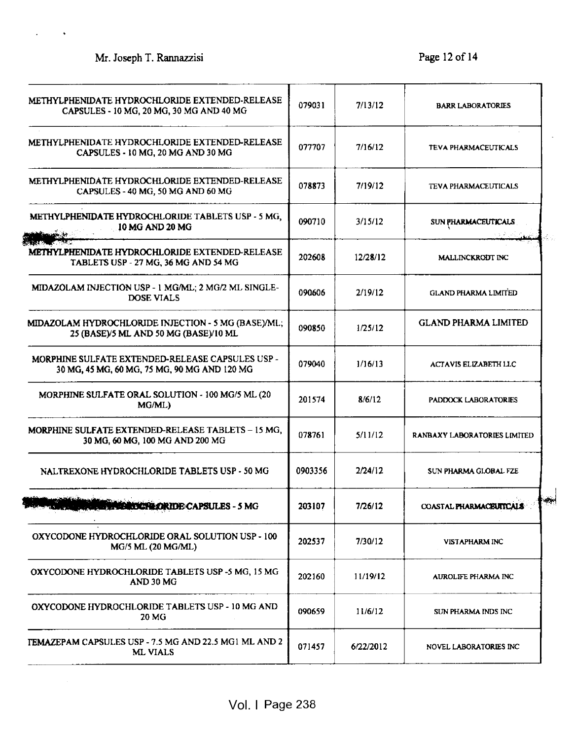| | | | |
|---|---|---|---|
| METHYLPHENIDATE HYDROCHLORIDE EXTENDED-RELEASE CAPSULES - 10 MG, 20 MG, 30 MG AND 40 MG | 079031 | 7/13/12 | BARR LABORATORIES |
| METHYLPHENIDATE HYDROCHLORIDE EXTENDED-RELEASE CAPSULES - 10 MG, 20 MG AND 30 MG | 077707 | 7/16/12 | TEVA PHARMACEUTICALS |
| METHYLPHENIDATE HYDROCHLORIDE EXTENDED-RELEASE CAPSULES - 40 MG, 50 MG AND 60 MG | 078873 | 7/19/12 | TEVA PHARMACEUTICALS |
| METHYLPHENIDATE HYDROCHLORIDE TABLETS USP - 5 MG, 10 MG AND 20 MG | 090710 | 3/15/12 | SUN PHARMACEUTICALS |
| METHYLPHENIDATE HYDROCHLORIDE EXTENDED-RELEASE TABLETS USP - 27 MG, 36 MG AND 54 MG | 202608 | 12/28/12 | MALLINCKRODT INC |
| MIDAZOLAM INJECTION USP - 1 MG/ML; 2 MG/2 ML SINGLE-DOSE VIALS | 090606 | 2/19/12 | GLAND PHARMA LIMITED |
| MIDAZOLAM HYDROCHLORIDE INJECTION - 5 MG (BASE)/ML; 25 (BASE)/5 ML AND 50 MG (BASE)/10 ML | 090850 | 1/25/12 | GLAND PHARMA LIMITED |
| MORPHINE SULFATE EXTENDED-RELEASE CAPSULES USP - 30 MG, 45 MG, 60 MG, 75 MG, 90 MG AND 120 MG | 079040 | 1/16/13 | ACTAVIS ELIZABETH LLC |
| MORPHINE SULFATE ORAL SOLUTION - 100 MG/5 ML (20 MG/ML) | 201574 | 8/6/12 | PADDOCK LABORATORIES |
| MORPHINE SULFATE EXTENDED-RELEASE TABLETS – 15 MG, 30 MG, 60 MG, 100 MG AND 200 MG | 078761 | 5/11/12 | RANBAXY LABORATORIES LIMITED |
| NALTREXONE HYDROCHLORIDE TABLETS USP - 50 MG | 0903356 | 2/24/12 | SUN PHARMA GLOBAL FZE |
| ...HYDROCHLORIDE CAPSULES - 5 MG | 203107 | 7/26/12 | COASTAL PHARMACEUTICALS |
| OXYCODONE HYDROCHLORIDE ORAL SOLUTION USP - 100 MG/5 ML (20 MG/ML) | 202537 | 7/30/12 | VISTAPHARM INC |
| OXYCODONE HYDROCHLORIDE TABLETS USP -5 MG, 15 MG AND 30 MG | 202160 | 11/19/12 | AUROLIFE PHARMA INC |
| OXYCODONE HYDROCHLORIDE TABLETS USP - 10 MG AND 20 MG | 090659 | 11/6/12 | SUN PHARMA INDS INC |
| TEMAZEPAM CAPSULES USP - 7.5 MG AND 22.5 MG1 ML AND 2 ML VIALS | 071457 | 6/22/2012 | NOVEL LABORATORIES INC |

Vol. I Page 238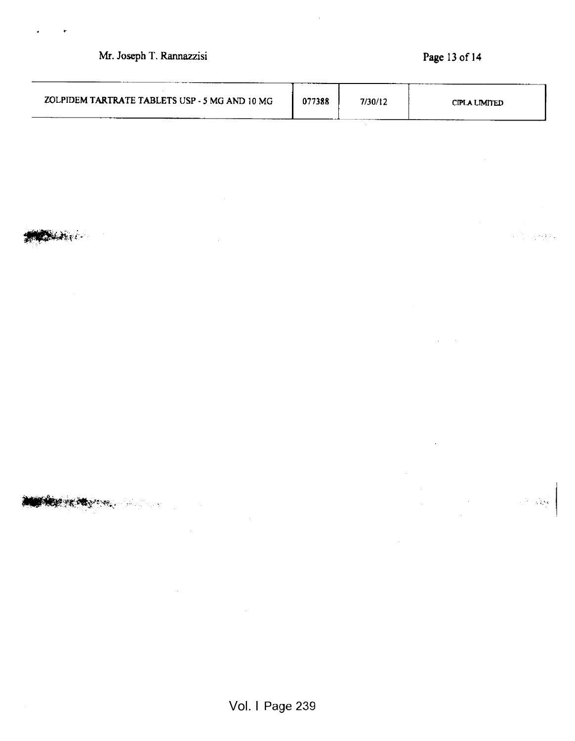| ZOLPIDEM TARTRATE TABLETS USP - 5 MG AND 10 MG | 077388 | 7/30/12 | CIPLA LIMITED |
| --- | --- | --- | --- |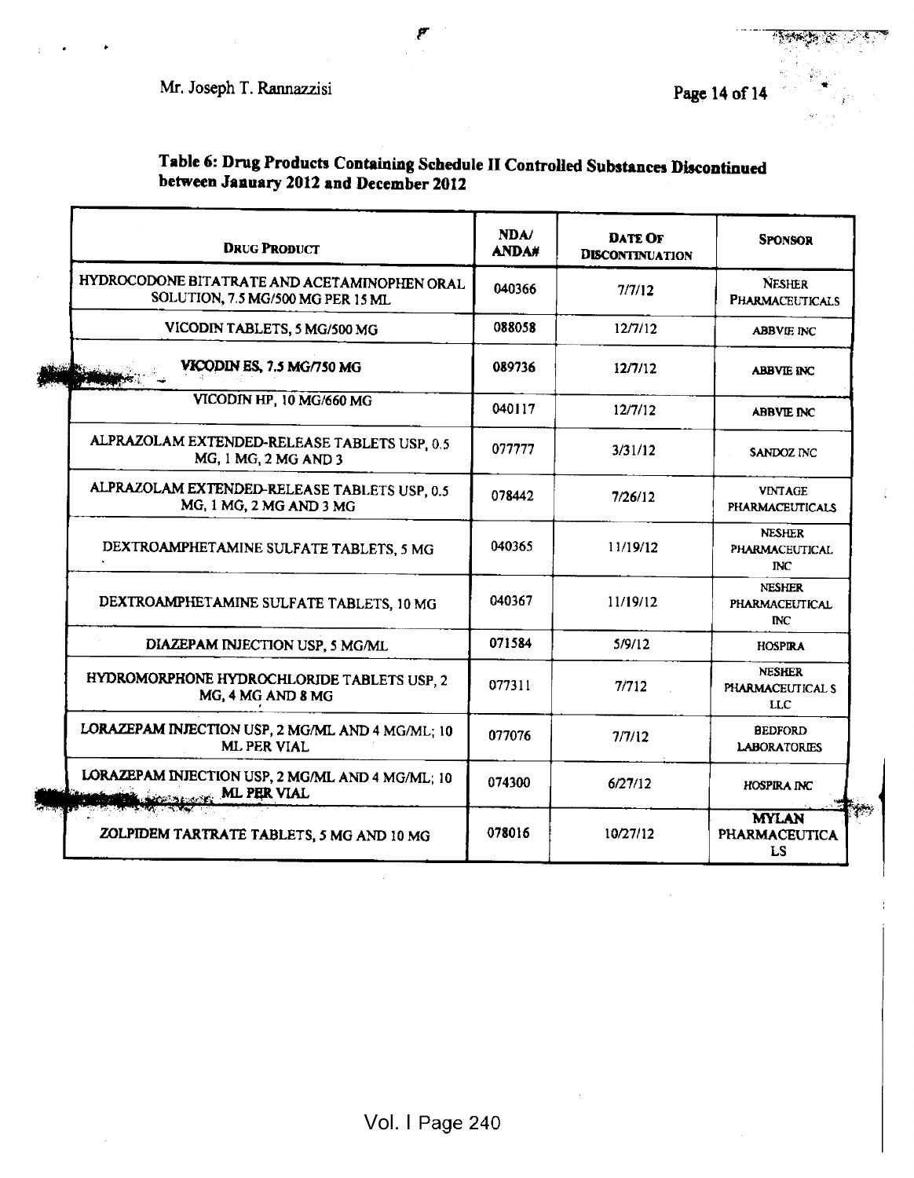## Table 6: Drug Products Containing Schedule II Controlled Substances Discontinued between January 2012 and December 2012

| DRUG PRODUCT | NDA/ ANDA# | DATE OF DISCONTINUATION | SPONSOR |
|---|---|---|---|
| HYDROCODONE BITATRATE AND ACETAMINOPHEN ORAL SOLUTION, 7.5 MG/500 MG PER 15 ML | 040366 | 7/7/12 | NESHER PHARMACEUTICALS |
| VICODIN TABLETS, 5 MG/500 MG | 088058 | 12/7/12 | ABBVIE INC |
| VICODIN ES, 7.5 MG/750 MG | 089736 | 12/7/12 | ABBVIE INC |
| VICODIN HP, 10 MG/660 MG | 040117 | 12/7/12 | ABBVIE INC |
| ALPRAZOLAM EXTENDED-RELEASE TABLETS USP, 0.5 MG, 1 MG, 2 MG AND 3 | 077777 | 3/31/12 | SANDOZ INC |
| ALPRAZOLAM EXTENDED-RELEASE TABLETS USP, 0.5 MG, 1 MG, 2 MG AND 3 MG | 078442 | 7/26/12 | VINTAGE PHARMACEUTICALS |
| DEXTROAMPHETAMINE SULFATE TABLETS, 5 MG | 040365 | 11/19/12 | NESHER PHARMACEUTICAL INC |
| DEXTROAMPHETAMINE SULFATE TABLETS, 10 MG | 040367 | 11/19/12 | NESHER PHARMACEUTICAL INC |
| DIAZEPAM INJECTION USP, 5 MG/ML | 071584 | 5/9/12 | HOSPIRA |
| HYDROMORPHONE HYDROCHLORIDE TABLETS USP, 2 MG, 4 MG AND 8 MG | 077311 | 7/712 | NESHER PHARMACEUTICAL S LLC |
| LORAZEPAM INJECTION USP, 2 MG/ML AND 4 MG/ML; 10 ML PER VIAL | 077076 | 7/7/12 | BEDFORD LABORATORIES |
| LORAZEPAM INJECTION USP, 2 MG/ML AND 4 MG/ML; 10 ML PER VIAL | 074300 | 6/27/12 | HOSPIRA INC |
| ZOLPIDEM TARTRATE TABLETS, 5 MG AND 10 MG | 078016 | 10/27/12 | MYLAN PHARMACEUTICA LS |

Vol. I Page 240